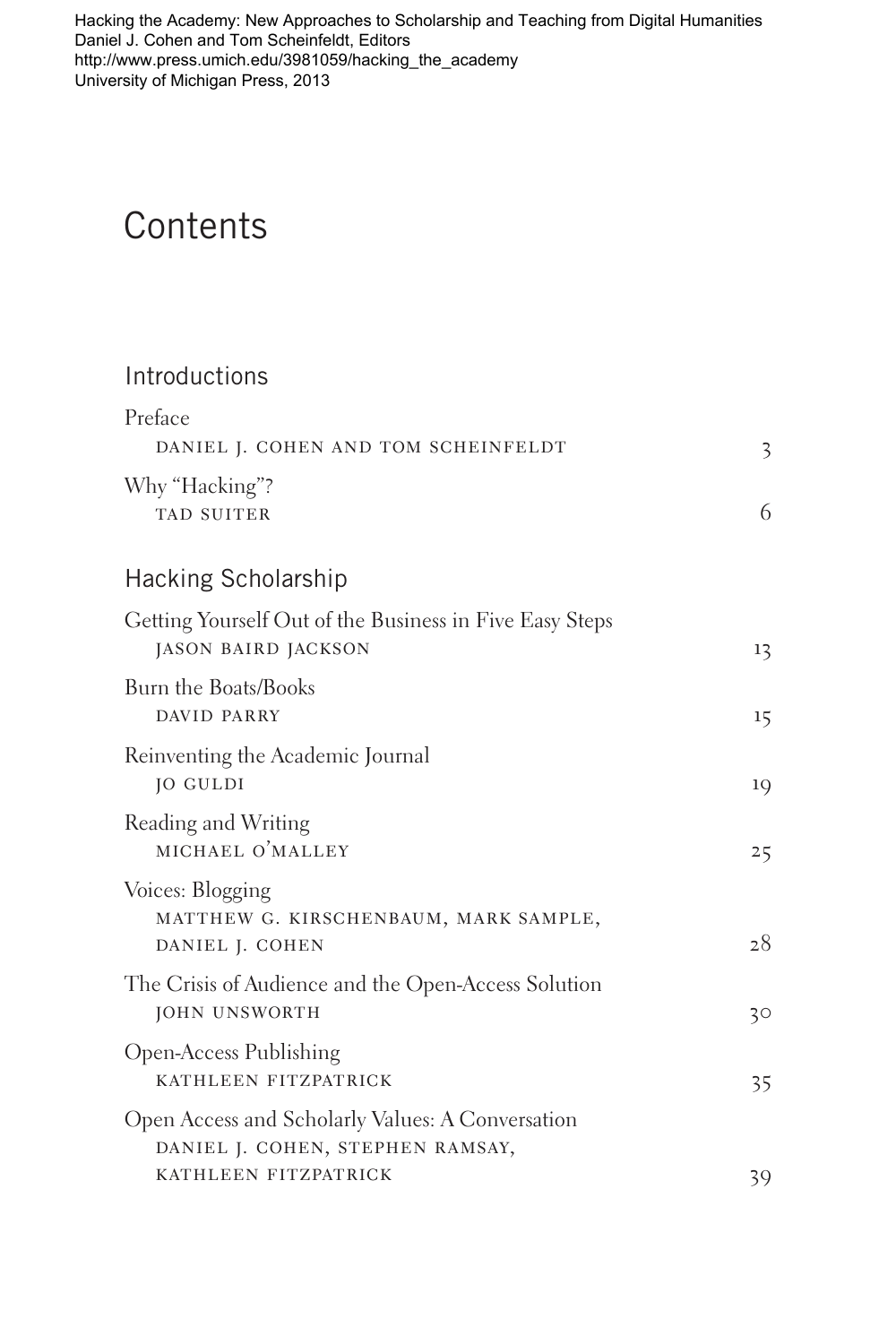Hacking the Academy: New Approaches to Scholarship and Teaching from Digital Humanities
Daniel J. Cohen and Tom Scheinfeldt, Editors
http://www.press.umich.edu/3981059/hacking_the_academy
University of Michigan Press, 2013

# Contents

## Introductions

Preface
DANIEL J. COHEN AND TOM SCHEINFELDT — 3

Why "Hacking"?
TAD SUITER — 6

## Hacking Scholarship

Getting Yourself Out of the Business in Five Easy Steps
JASON BAIRD JACKSON — 13

Burn the Boats/Books
DAVID PARRY — 15

Reinventing the Academic Journal
JO GULDI — 19

Reading and Writing
MICHAEL O'MALLEY — 25

Voices: Blogging
MATTHEW G. KIRSCHENBAUM, MARK SAMPLE, DANIEL J. COHEN — 28

The Crisis of Audience and the Open-Access Solution
JOHN UNSWORTH — 30

Open-Access Publishing
KATHLEEN FITZPATRICK — 35

Open Access and Scholarly Values: A Conversation
DANIEL J. COHEN, STEPHEN RAMSAY, KATHLEEN FITZPATRICK — 39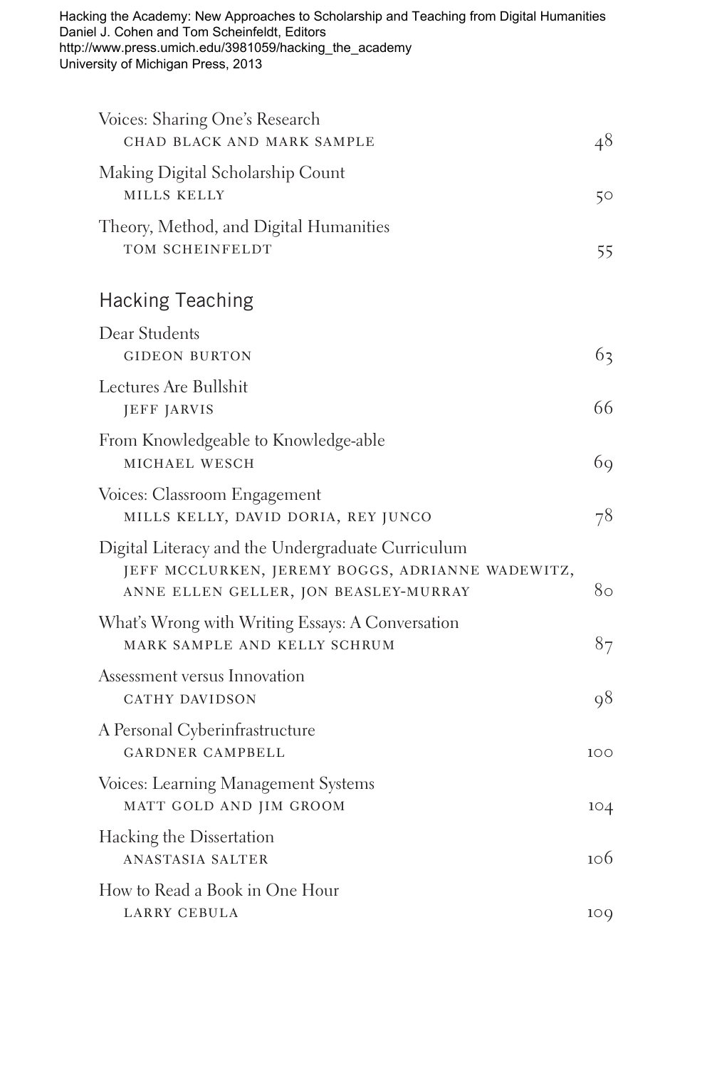Hacking the Academy: New Approaches to Scholarship and Teaching from Digital Humanities
Daniel J. Cohen and Tom Scheinfeldt, Editors
http://www.press.umich.edu/3981059/hacking_the_academy
University of Michigan Press, 2013

| | |
|---|---|
| Voices: Sharing One's Research<br>CHAD BLACK AND MARK SAMPLE | 48 |
| Making Digital Scholarship Count<br>MILLS KELLY | 50 |
| Theory, Method, and Digital Humanities<br>TOM SCHEINFELDT | 55 |

## Hacking Teaching

| | |
|---|---|
| Dear Students<br>GIDEON BURTON | 63 |
| Lectures Are Bullshit<br>JEFF JARVIS | 66 |
| From Knowledgeable to Knowledge-able<br>MICHAEL WESCH | 69 |
| Voices: Classroom Engagement<br>MILLS KELLY, DAVID DORIA, REY JUNCO | 78 |
| Digital Literacy and the Undergraduate Curriculum<br>JEFF MCCLURKEN, JEREMY BOGGS, ADRIANNE WADEWITZ, ANNE ELLEN GELLER, JON BEASLEY-MURRAY | 80 |
| What's Wrong with Writing Essays: A Conversation<br>MARK SAMPLE AND KELLY SCHRUM | 87 |
| Assessment versus Innovation<br>CATHY DAVIDSON | 98 |
| A Personal Cyberinfrastructure<br>GARDNER CAMPBELL | 100 |
| Voices: Learning Management Systems<br>MATT GOLD AND JIM GROOM | 104 |
| Hacking the Dissertation<br>ANASTASIA SALTER | 106 |
| How to Read a Book in One Hour<br>LARRY CEBULA | 109 |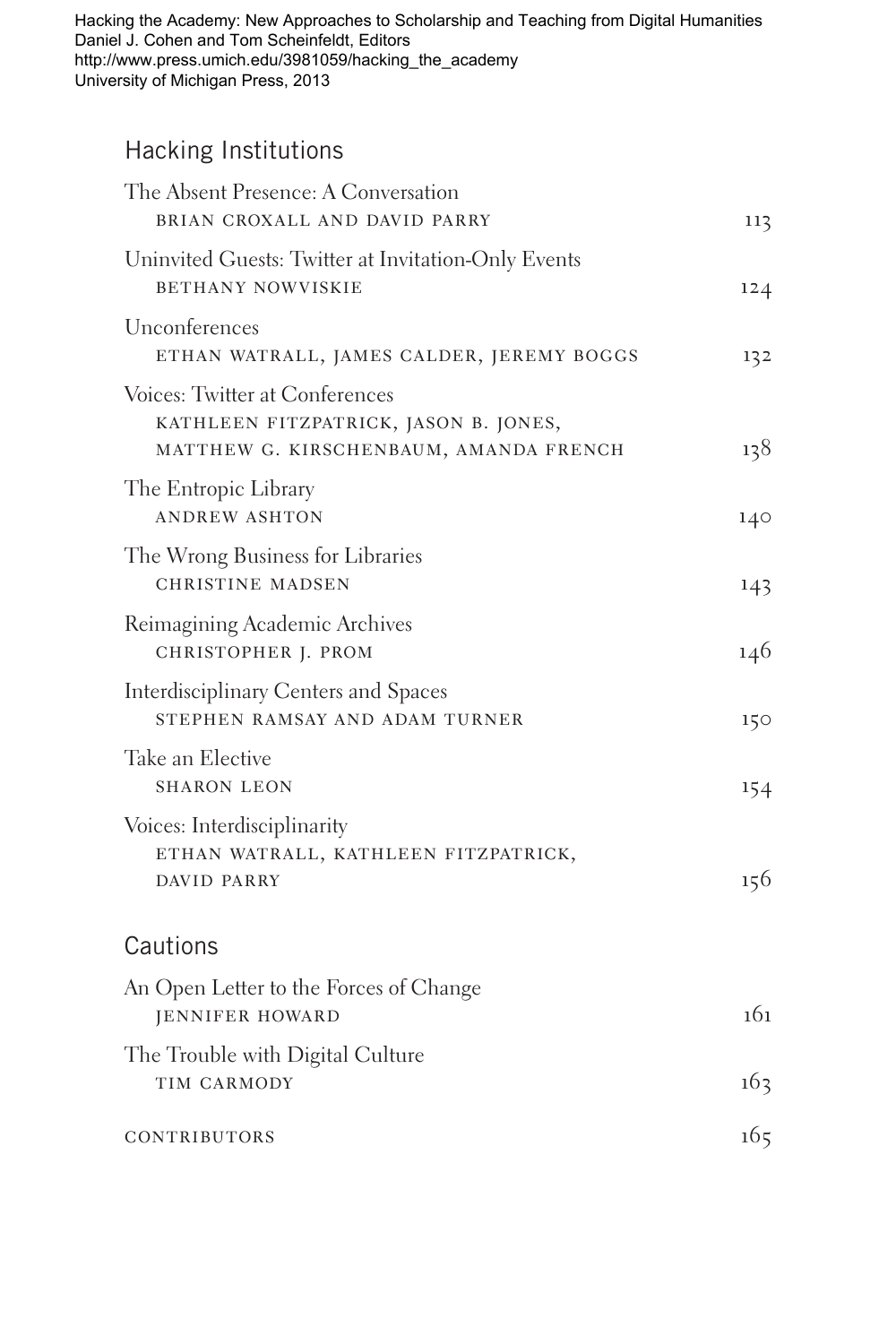## Hacking Institutions

The Absent Presence: A Conversation
BRIAN CROXALL AND DAVID PARRY — 113

Uninvited Guests: Twitter at Invitation-Only Events
BETHANY NOWVISKIE — 124

Unconferences
ETHAN WATRALL, JAMES CALDER, JEREMY BOGGS — 132

Voices: Twitter at Conferences
KATHLEEN FITZPATRICK, JASON B. JONES, MATTHEW G. KIRSCHENBAUM, AMANDA FRENCH — 138

The Entropic Library
ANDREW ASHTON — 140

The Wrong Business for Libraries
CHRISTINE MADSEN — 143

Reimagining Academic Archives
CHRISTOPHER J. PROM — 146

Interdisciplinary Centers and Spaces
STEPHEN RAMSAY AND ADAM TURNER — 150

Take an Elective
SHARON LEON — 154

Voices: Interdisciplinarity
ETHAN WATRALL, KATHLEEN FITZPATRICK, DAVID PARRY — 156

## Cautions

An Open Letter to the Forces of Change
JENNIFER HOWARD — 161

The Trouble with Digital Culture
TIM CARMODY — 163

CONTRIBUTORS — 165